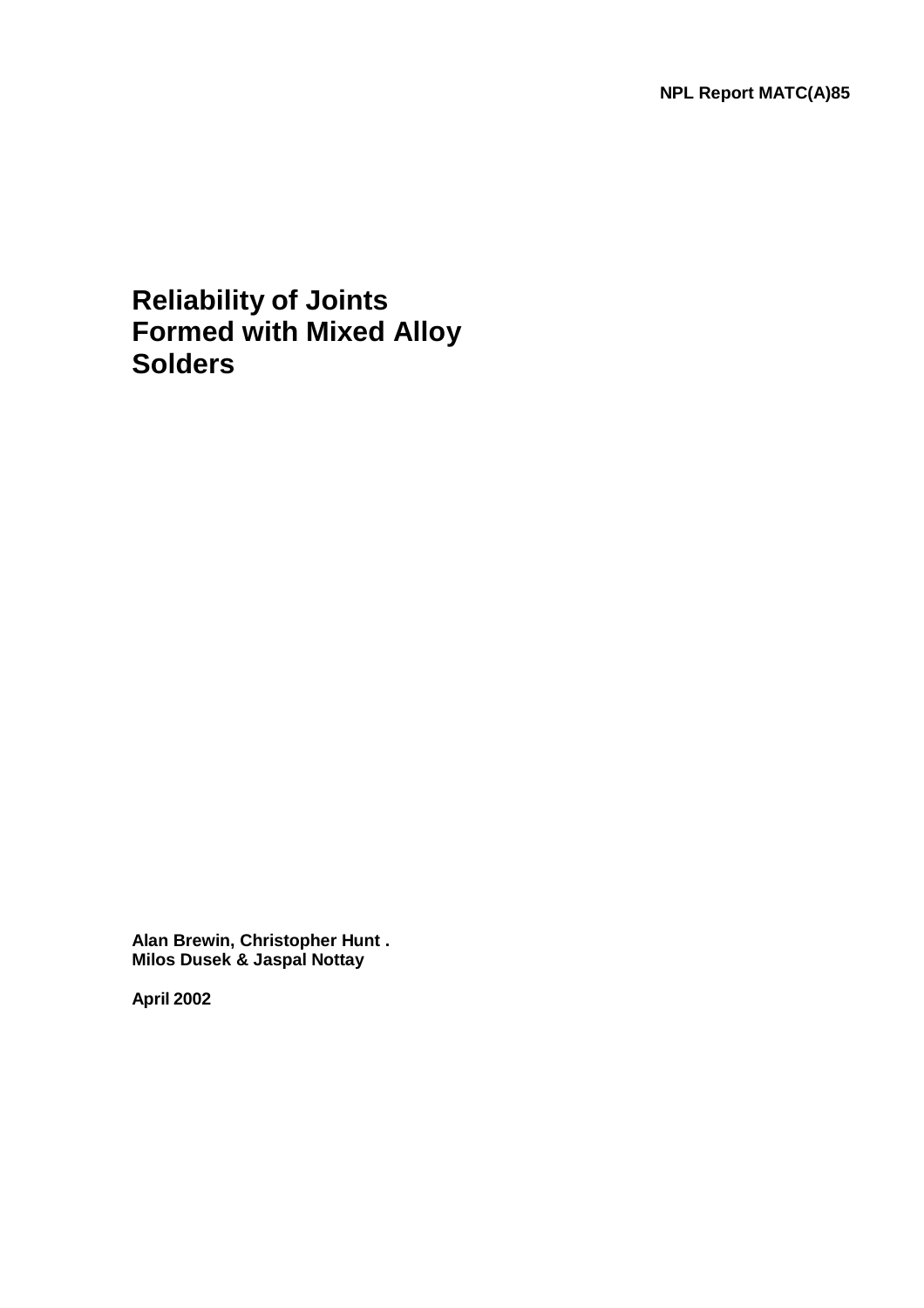NPL Report MATC(A)85

# Reliability of Joints Formed with Mixed Alloy Solders

**Alan Brewin, Christopher Hunt .**
**Milos Dusek & Jaspal Nottay**

**April 2002**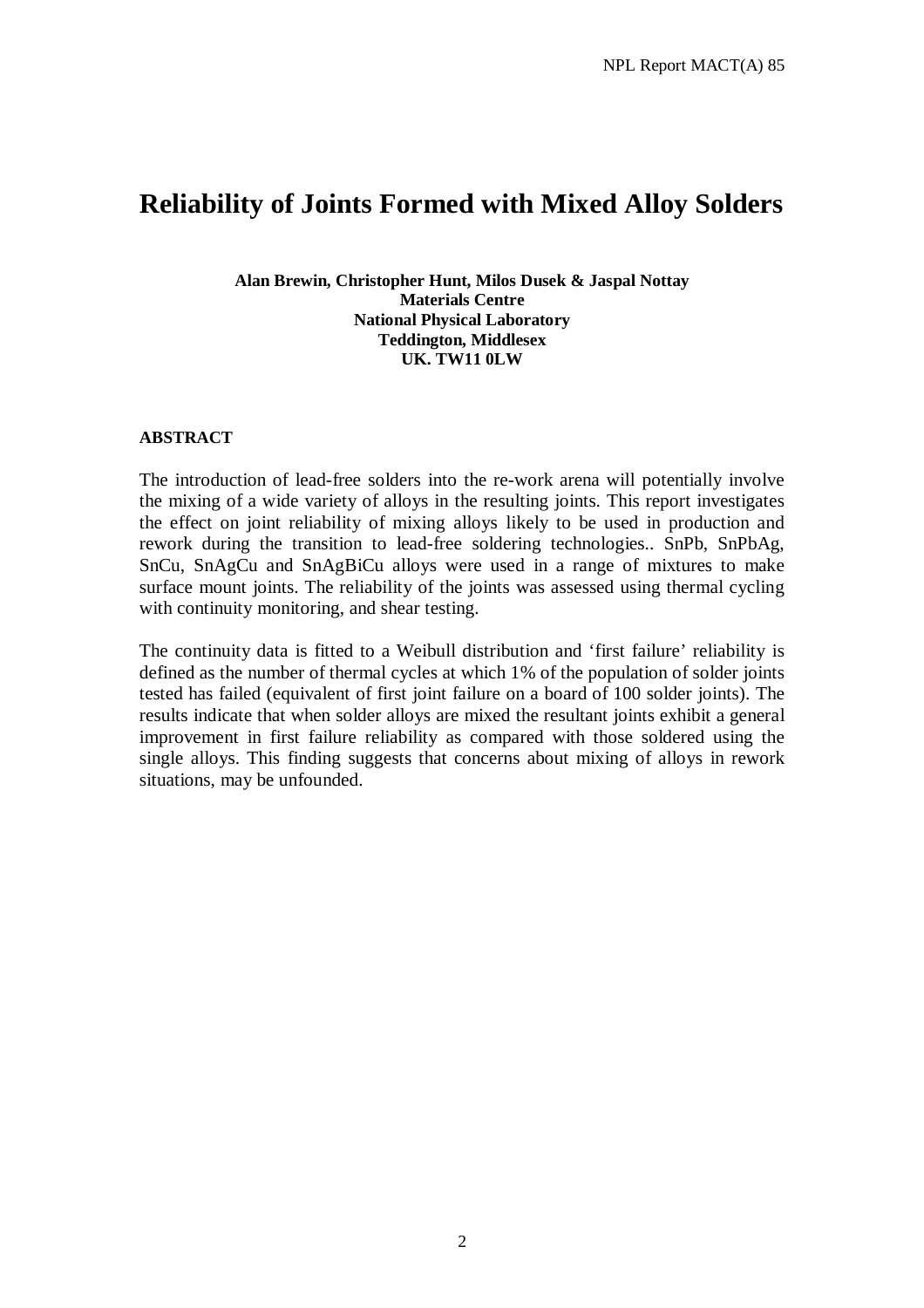# Reliability of Joints Formed with Mixed Alloy Solders

**Alan Brewin, Christopher Hunt, Milos Dusek & Jaspal Nottay**
**Materials Centre**
**National Physical Laboratory**
**Teddington, Middlesex**
**UK. TW11 0LW**

**ABSTRACT**

The introduction of lead-free solders into the re-work arena will potentially involve the mixing of a wide variety of alloys in the resulting joints. This report investigates the effect on joint reliability of mixing alloys likely to be used in production and rework during the transition to lead-free soldering technologies.. SnPb, SnPbAg, SnCu, SnAgCu and SnAgBiCu alloys were used in a range of mixtures to make surface mount joints. The reliability of the joints was assessed using thermal cycling with continuity monitoring, and shear testing.

The continuity data is fitted to a Weibull distribution and 'first failure' reliability is defined as the number of thermal cycles at which 1% of the population of solder joints tested has failed (equivalent of first joint failure on a board of 100 solder joints). The results indicate that when solder alloys are mixed the resultant joints exhibit a general improvement in first failure reliability as compared with those soldered using the single alloys. This finding suggests that concerns about mixing of alloys in rework situations, may be unfounded.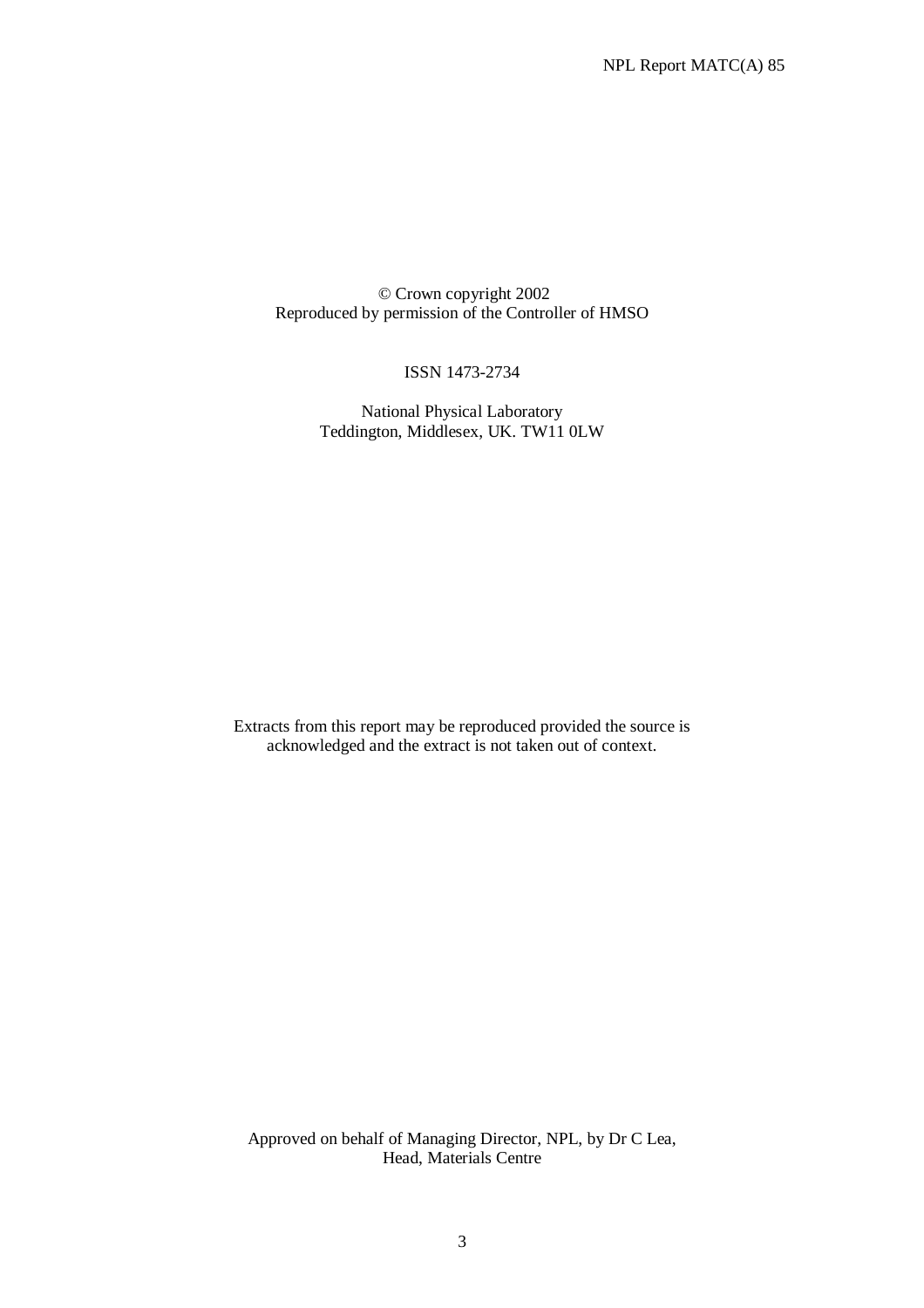© Crown copyright 2002
Reproduced by permission of the Controller of HMSO

ISSN 1473-2734

National Physical Laboratory
Teddington, Middlesex, UK. TW11 0LW

Extracts from this report may be reproduced provided the source is acknowledged and the extract is not taken out of context.

Approved on behalf of Managing Director, NPL, by Dr C Lea,
Head, Materials Centre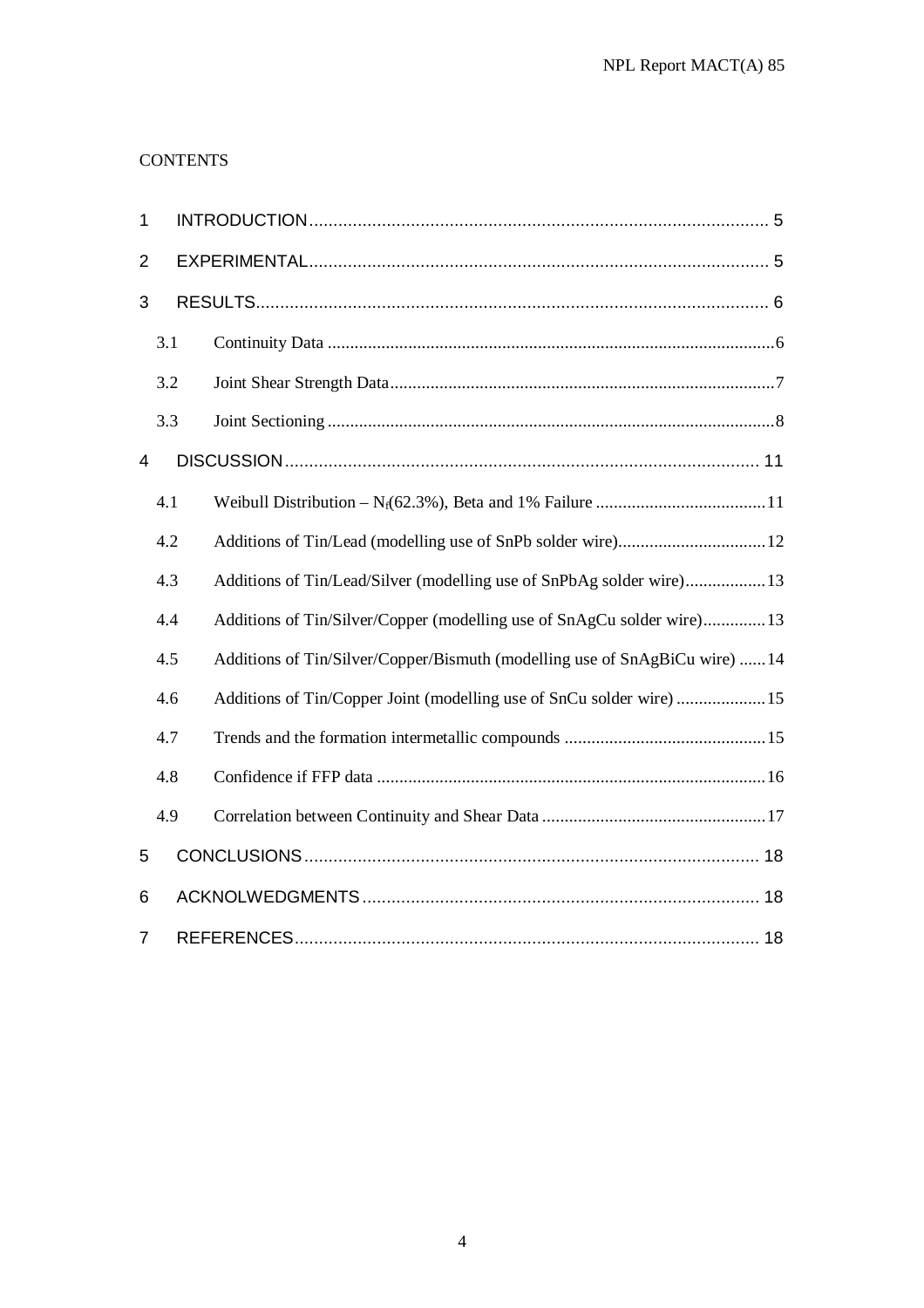CONTENTS

1 INTRODUCTION ... 5

2 EXPERIMENTAL ... 5

3 RESULTS ... 6

- 3.1 Continuity Data ... 6
- 3.2 Joint Shear Strength Data ... 7
- 3.3 Joint Sectioning ... 8

4 DISCUSSION ... 11

- 4.1 Weibull Distribution – $N_f$(62.3%), Beta and 1% Failure ... 11
- 4.2 Additions of Tin/Lead (modelling use of SnPb solder wire) ... 12
- 4.3 Additions of Tin/Lead/Silver (modelling use of SnPbAg solder wire) ... 13
- 4.4 Additions of Tin/Silver/Copper (modelling use of SnAgCu solder wire) ... 13
- 4.5 Additions of Tin/Silver/Copper/Bismuth (modelling use of SnAgBiCu wire) ... 14
- 4.6 Additions of Tin/Copper Joint (modelling use of SnCu solder wire) ... 15
- 4.7 Trends and the formation intermetallic compounds ... 15
- 4.8 Confidence if FFP data ... 16
- 4.9 Correlation between Continuity and Shear Data ... 17

5 CONCLUSIONS ... 18

6 ACKNOLWEDGMENTS ... 18

7 REFERENCES ... 18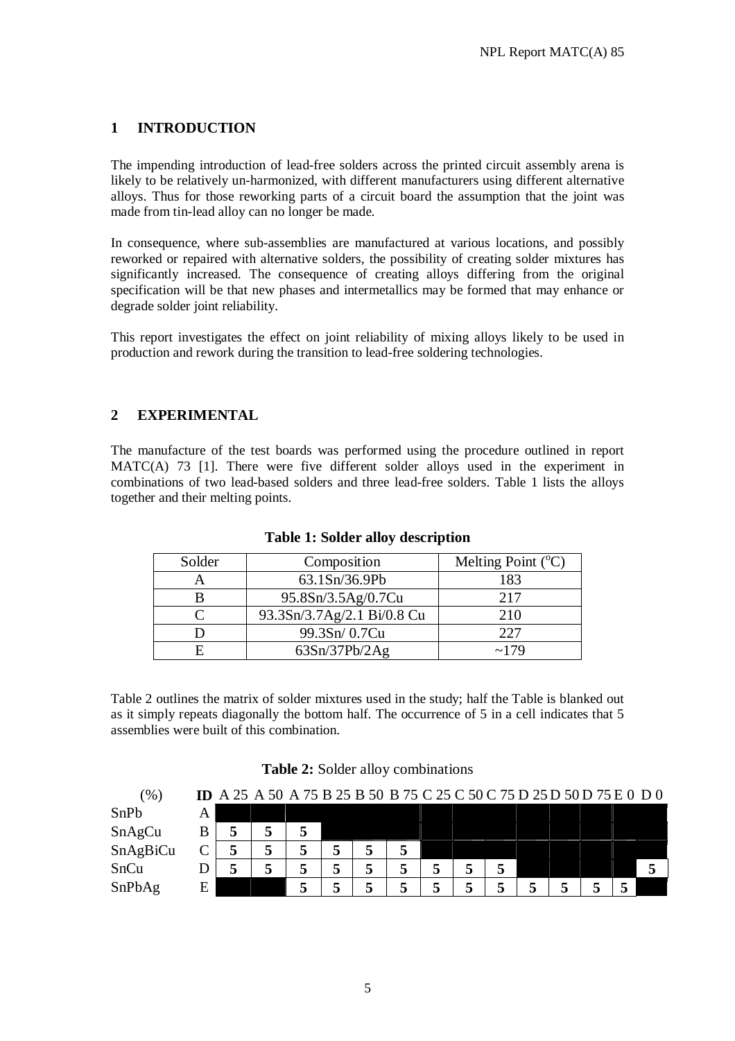## 1 INTRODUCTION

The impending introduction of lead-free solders across the printed circuit assembly arena is likely to be relatively un-harmonized, with different manufacturers using different alternative alloys. Thus for those reworking parts of a circuit board the assumption that the joint was made from tin-lead alloy can no longer be made.

In consequence, where sub-assemblies are manufactured at various locations, and possibly reworked or repaired with alternative solders, the possibility of creating solder mixtures has significantly increased. The consequence of creating alloys differing from the original specification will be that new phases and intermetallics may be formed that may enhance or degrade solder joint reliability.

This report investigates the effect on joint reliability of mixing alloys likely to be used in production and rework during the transition to lead-free soldering technologies.

## 2 EXPERIMENTAL

The manufacture of the test boards was performed using the procedure outlined in report MATC(A) 73 [1]. There were five different solder alloys used in the experiment in combinations of two lead-based solders and three lead-free solders. Table 1 lists the alloys together and their melting points.

**Table 1: Solder alloy description**

| Solder | Composition | Melting Point (°C) |
|---|---|---|
| A | 63.1Sn/36.9Pb | 183 |
| B | 95.8Sn/3.5Ag/0.7Cu | 217 |
| C | 93.3Sn/3.7Ag/2.1 Bi/0.8 Cu | 210 |
| D | 99.3Sn/ 0.7Cu | 227 |
| E | 63Sn/37Pb/2Ag | ~179 |

Table 2 outlines the matrix of solder mixtures used in the study; half the Table is blanked out as it simply repeats diagonally the bottom half. The occurrence of 5 in a cell indicates that 5 assemblies were built of this combination.

**Table 2:** Solder alloy combinations

| (%) | **ID** | A 25 | A 50 | A 75 | B 25 | B 50 | B 75 | C 25 | C 50 | C 75 | D 25 | D 50 | D 75 | E 0 | D 0 |
|---|---|---|---|---|---|---|---|---|---|---|---|---|---|---|---|
| SnPb | A | | | | | | | | | | | | | | |
| SnAgCu | B | **5** | **5** | **5** | | | | | | | | | | | |
| SnAgBiCu | C | **5** | **5** | **5** | **5** | **5** | **5** | | | | | | | | |
| SnCu | D | **5** | **5** | **5** | **5** | **5** | **5** | **5** | **5** | **5** | | | | | **5** |
| SnPbAg | E | | | **5** | **5** | **5** | **5** | **5** | **5** | **5** | **5** | **5** | **5** | **5** | |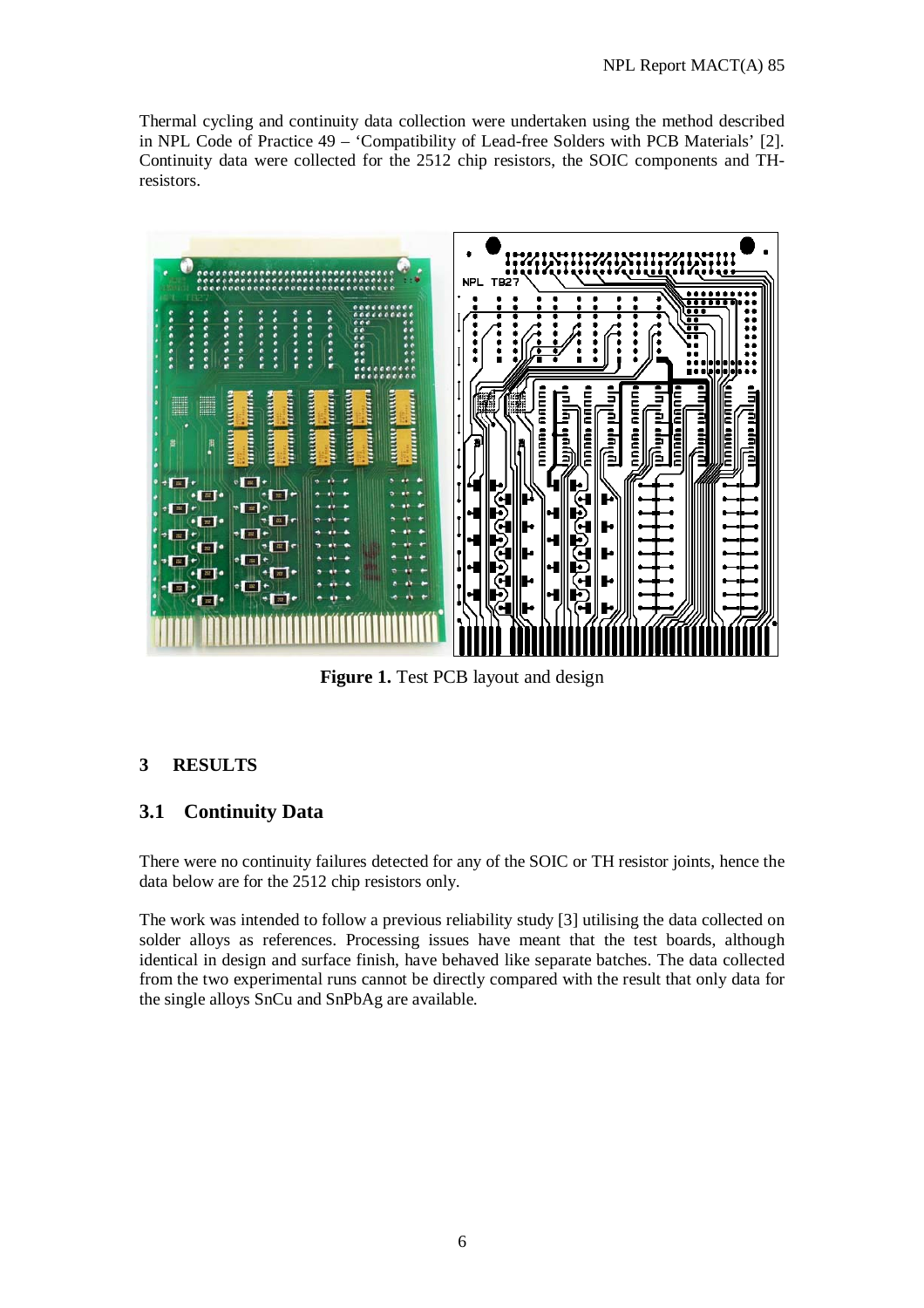Thermal cycling and continuity data collection were undertaken using the method described in NPL Code of Practice 49 – 'Compatibility of Lead-free Solders with PCB Materials' [2]. Continuity data were collected for the 2512 chip resistors, the SOIC components and TH-resistors.

**Figure 1.** Test PCB layout and design

## 3 RESULTS

### 3.1 Continuity Data

There were no continuity failures detected for any of the SOIC or TH resistor joints, hence the data below are for the 2512 chip resistors only.

The work was intended to follow a previous reliability study [3] utilising the data collected on solder alloys as references. Processing issues have meant that the test boards, although identical in design and surface finish, have behaved like separate batches. The data collected from the two experimental runs cannot be directly compared with the result that only data for the single alloys SnCu and SnPbAg are available.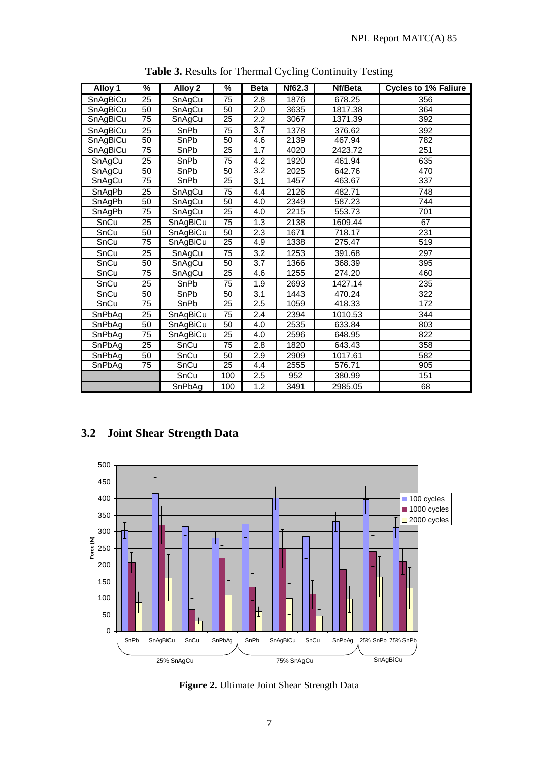**Table 3.** Results for Thermal Cycling Continuity Testing

| Alloy 1 | % | Alloy 2 | % | Beta | Nf62.3 | Nf/Beta | Cycles to 1% Faliure |
|---|---|---|---|---|---|---|---|
| SnAgBiCu | 25 | SnAgCu | 75 | 2.8 | 1876 | 678.25 | 356 |
| SnAgBiCu | 50 | SnAgCu | 50 | 2.0 | 3635 | 1817.38 | 364 |
| SnAgBiCu | 75 | SnAgCu | 25 | 2.2 | 3067 | 1371.39 | 392 |
| SnAgBiCu | 25 | SnPb | 75 | 3.7 | 1378 | 376.62 | 392 |
| SnAgBiCu | 50 | SnPb | 50 | 4.6 | 2139 | 467.94 | 782 |
| SnAgBiCu | 75 | SnPb | 25 | 1.7 | 4020 | 2423.72 | 251 |
| SnAgCu | 25 | SnPb | 75 | 4.2 | 1920 | 461.94 | 635 |
| SnAgCu | 50 | SnPb | 50 | 3.2 | 2025 | 642.76 | 470 |
| SnAgCu | 75 | SnPb | 25 | 3.1 | 1457 | 463.67 | 337 |
| SnAgPb | 25 | SnAgCu | 75 | 4.4 | 2126 | 482.71 | 748 |
| SnAgPb | 50 | SnAgCu | 50 | 4.0 | 2349 | 587.23 | 744 |
| SnAgPb | 75 | SnAgCu | 25 | 4.0 | 2215 | 553.73 | 701 |
| SnCu | 25 | SnAgBiCu | 75 | 1.3 | 2138 | 1609.44 | 67 |
| SnCu | 50 | SnAgBiCu | 50 | 2.3 | 1671 | 718.17 | 231 |
| SnCu | 75 | SnAgBiCu | 25 | 4.9 | 1338 | 275.47 | 519 |
| SnCu | 25 | SnAgCu | 75 | 3.2 | 1253 | 391.68 | 297 |
| SnCu | 50 | SnAgCu | 50 | 3.7 | 1366 | 368.39 | 395 |
| SnCu | 75 | SnAgCu | 25 | 4.6 | 1255 | 274.20 | 460 |
| SnCu | 25 | SnPb | 75 | 1.9 | 2693 | 1427.14 | 235 |
| SnCu | 50 | SnPb | 50 | 3.1 | 1443 | 470.24 | 322 |
| SnCu | 75 | SnPb | 25 | 2.5 | 1059 | 418.33 | 172 |
| SnPbAg | 25 | SnAgBiCu | 75 | 2.4 | 2394 | 1010.53 | 344 |
| SnPbAg | 50 | SnAgBiCu | 50 | 4.0 | 2535 | 633.84 | 803 |
| SnPbAg | 75 | SnAgBiCu | 25 | 4.0 | 2596 | 648.95 | 822 |
| SnPbAg | 25 | SnCu | 75 | 2.8 | 1820 | 643.43 | 358 |
| SnPbAg | 50 | SnCu | 50 | 2.9 | 2909 | 1017.61 | 582 |
| SnPbAg | 75 | SnCu | 25 | 4.4 | 2555 | 576.71 | 905 |
| | | SnCu | 100 | 2.5 | 952 | 380.99 | 151 |
| | | SnPbAg | 100 | 1.2 | 3491 | 2985.05 | 68 |

## 3.2 Joint Shear Strength Data

**Figure 2.** Ultimate Joint Shear Strength Data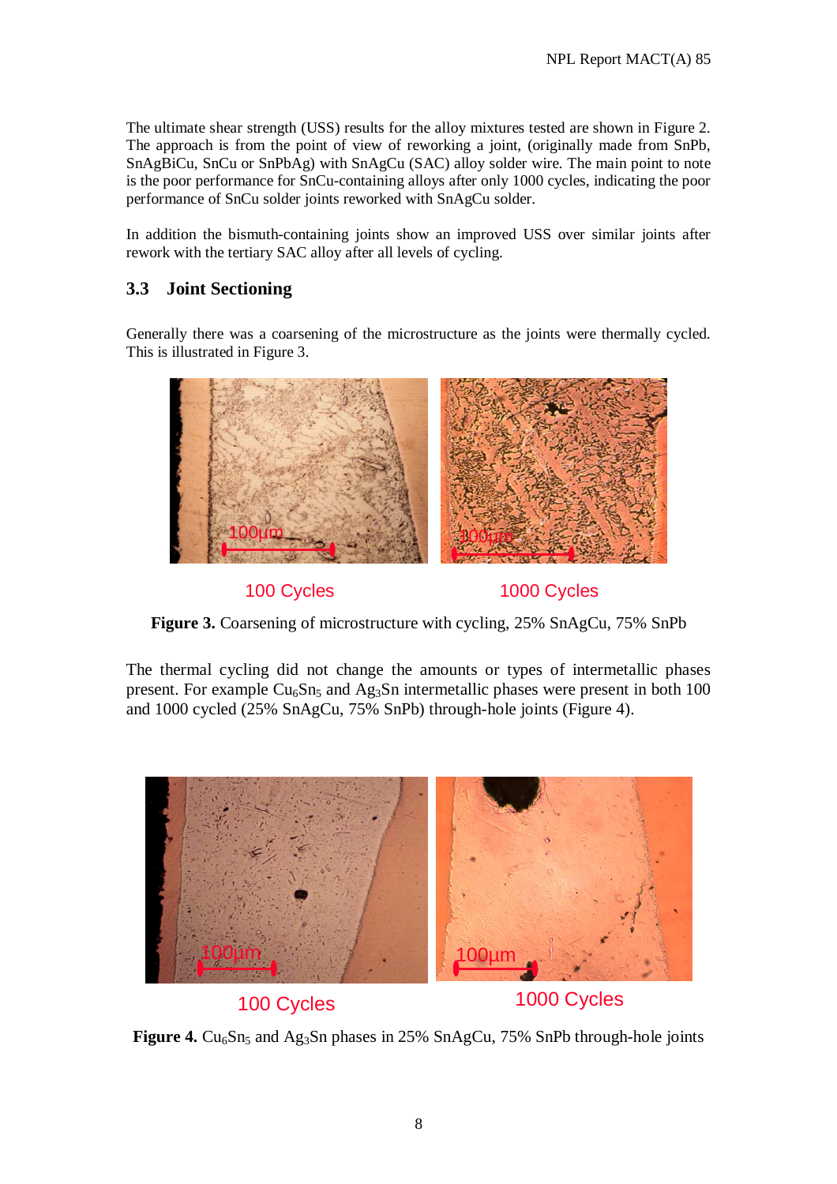The ultimate shear strength (USS) results for the alloy mixtures tested are shown in Figure 2. The approach is from the point of view of reworking a joint, (originally made from SnPb, SnAgBiCu, SnCu or SnPbAg) with SnAgCu (SAC) alloy solder wire. The main point to note is the poor performance for SnCu-containing alloys after only 1000 cycles, indicating the poor performance of SnCu solder joints reworked with SnAgCu solder.

In addition the bismuth-containing joints show an improved USS over similar joints after rework with the tertiary SAC alloy after all levels of cycling.

### 3.3 Joint Sectioning

Generally there was a coarsening of the microstructure as the joints were thermally cycled. This is illustrated in Figure 3.

100 Cycles 1000 Cycles

**Figure 3.** Coarsening of microstructure with cycling, 25% SnAgCu, 75% SnPb

The thermal cycling did not change the amounts or types of intermetallic phases present. For example $Cu_6Sn_5$ and $Ag_3Sn$ intermetallic phases were present in both 100 and 1000 cycled (25% SnAgCu, 75% SnPb) through-hole joints (Figure 4).

100 Cycles 1000 Cycles

**Figure 4.** $Cu_6Sn_5$ and $Ag_3Sn$ phases in 25% SnAgCu, 75% SnPb through-hole joints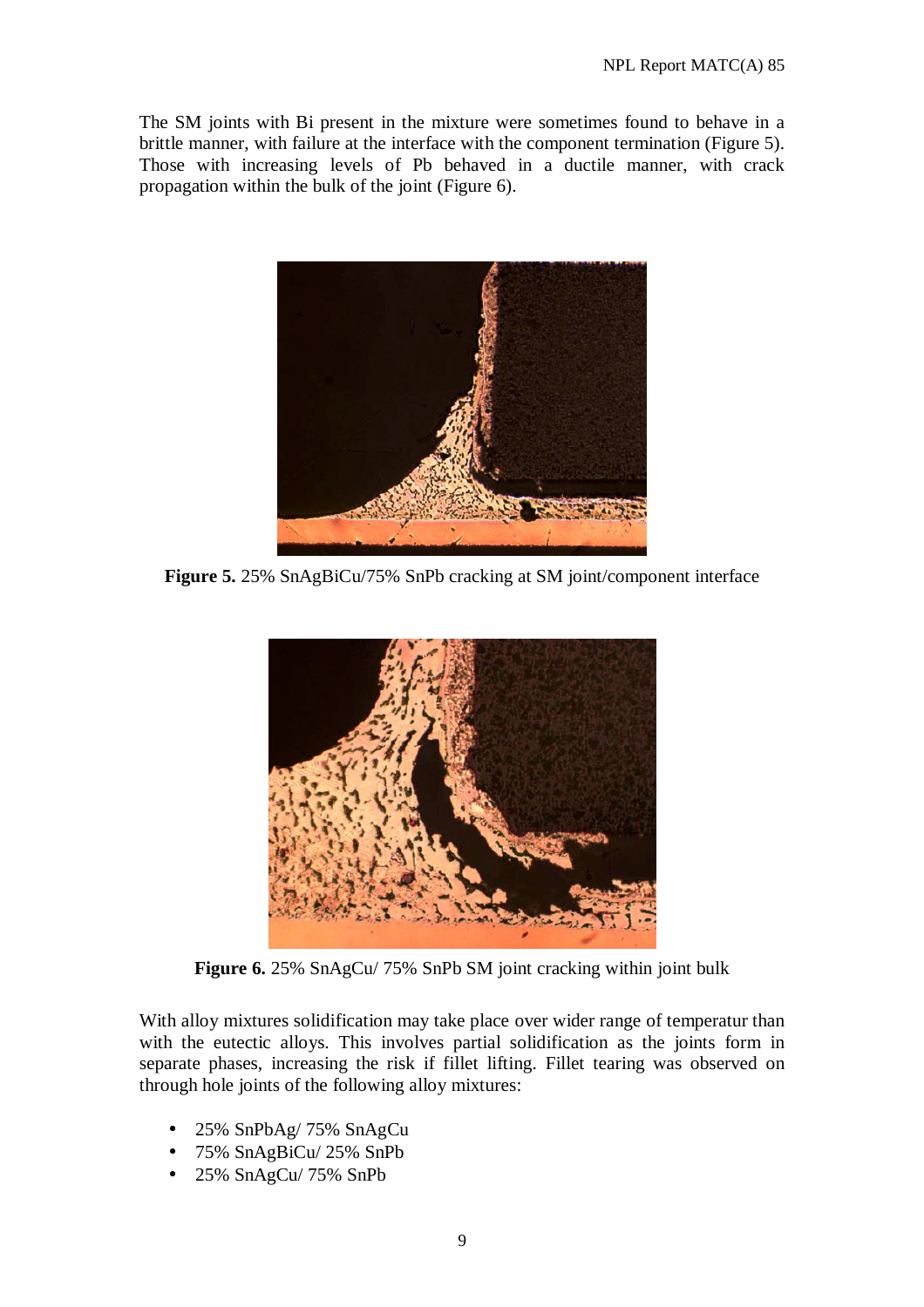The SM joints with Bi present in the mixture were sometimes found to behave in a brittle manner, with failure at the interface with the component termination (Figure 5). Those with increasing levels of Pb behaved in a ductile manner, with crack propagation within the bulk of the joint (Figure 6).

**Figure 5.** 25% SnAgBiCu/75% SnPb cracking at SM joint/component interface

**Figure 6.** 25% SnAgCu/ 75% SnPb SM joint cracking within joint bulk

With alloy mixtures solidification may take place over wider range of temperatur than with the eutectic alloys. This involves partial solidification as the joints form in separate phases, increasing the risk if fillet lifting. Fillet tearing was observed on through hole joints of the following alloy mixtures:

- 25% SnPbAg/ 75% SnAgCu
- 75% SnAgBiCu/ 25% SnPb
- 25% SnAgCu/ 75% SnPb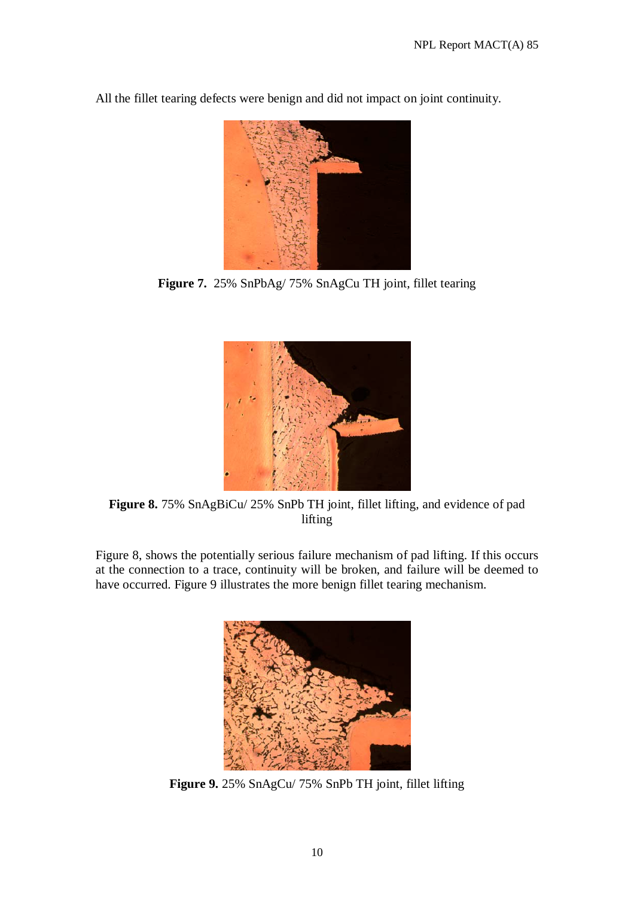All the fillet tearing defects were benign and did not impact on joint continuity.

**Figure 7.** 25% SnPbAg/ 75% SnAgCu TH joint, fillet tearing

**Figure 8.** 75% SnAgBiCu/ 25% SnPb TH joint, fillet lifting, and evidence of pad lifting

Figure 8, shows the potentially serious failure mechanism of pad lifting. If this occurs at the connection to a trace, continuity will be broken, and failure will be deemed to have occurred. Figure 9 illustrates the more benign fillet tearing mechanism.

**Figure 9.** 25% SnAgCu/ 75% SnPb TH joint, fillet lifting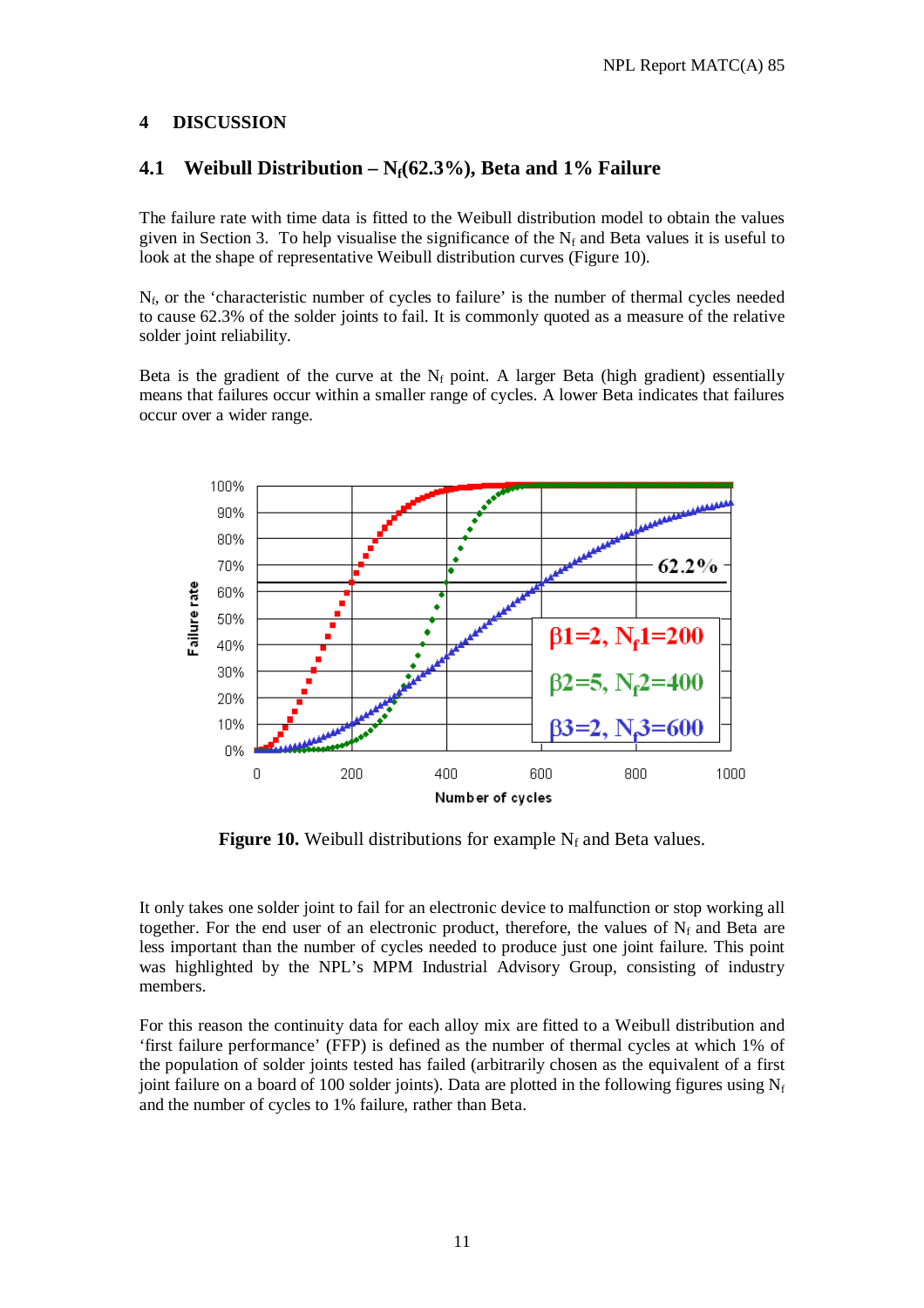## 4 DISCUSSION

### 4.1 Weibull Distribution – $N_f$(62.3%), Beta and 1% Failure

The failure rate with time data is fitted to the Weibull distribution model to obtain the values given in Section 3. To help visualise the significance of the $N_f$ and Beta values it is useful to look at the shape of representative Weibull distribution curves (Figure 10).

$N_f$, or the 'characteristic number of cycles to failure' is the number of thermal cycles needed to cause 62.3% of the solder joints to fail. It is commonly quoted as a measure of the relative solder joint reliability.

Beta is the gradient of the curve at the $N_f$ point. A larger Beta (high gradient) essentially means that failures occur within a smaller range of cycles. A lower Beta indicates that failures occur over a wider range.

**Figure 10.** Weibull distributions for example $N_f$ and Beta values.

It only takes one solder joint to fail for an electronic device to malfunction or stop working all together. For the end user of an electronic product, therefore, the values of $N_f$ and Beta are less important than the number of cycles needed to produce just one joint failure. This point was highlighted by the NPL's MPM Industrial Advisory Group, consisting of industry members.

For this reason the continuity data for each alloy mix are fitted to a Weibull distribution and 'first failure performance' (FFP) is defined as the number of thermal cycles at which 1% of the population of solder joints tested has failed (arbitrarily chosen as the equivalent of a first joint failure on a board of 100 solder joints). Data are plotted in the following figures using $N_f$ and the number of cycles to 1% failure, rather than Beta.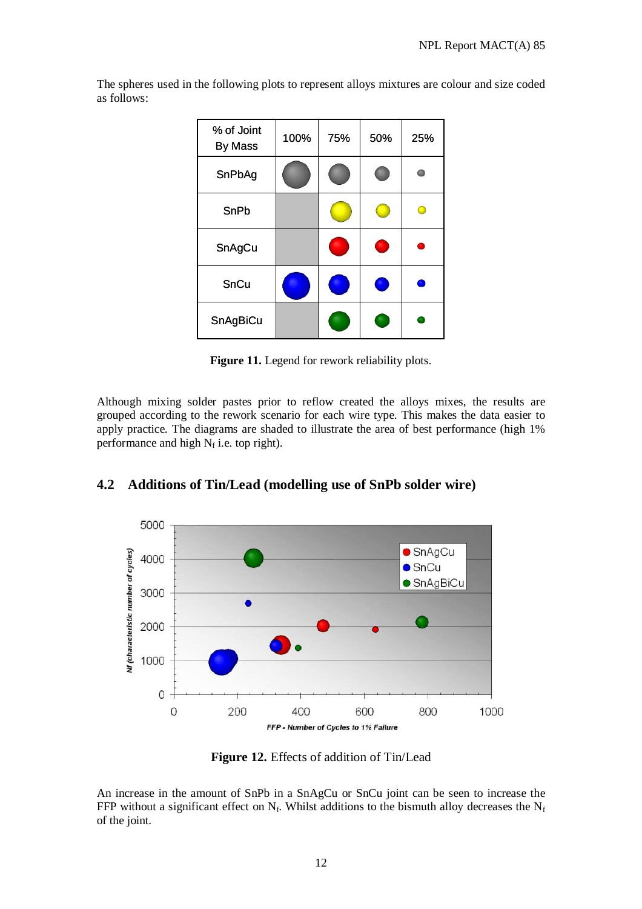The spheres used in the following plots to represent alloys mixtures are colour and size coded as follows:

| % of Joint By Mass | 100% | 75% | 50% | 25% |
|---|---|---|---|---|
| SnPbAg | ● | ● | ● | ● |
| SnPb | | ● | ● | ● |
| SnAgCu | | ● | ● | ● |
| SnCu | ● | ● | ● | ● |
| SnAgBiCu | | ● | ● | ● |

**Figure 11.** Legend for rework reliability plots.

Although mixing solder pastes prior to reflow created the alloys mixes, the results are grouped according to the rework scenario for each wire type. This makes the data easier to apply practice. The diagrams are shaded to illustrate the area of best performance (high 1% performance and high $N_f$ i.e. top right).

## 4.2 Additions of Tin/Lead (modelling use of SnPb solder wire)

**Figure 12.** Effects of addition of Tin/Lead

An increase in the amount of SnPb in a SnAgCu or SnCu joint can be seen to increase the FFP without a significant effect on $N_f$. Whilst additions to the bismuth alloy decreases the $N_f$ of the joint.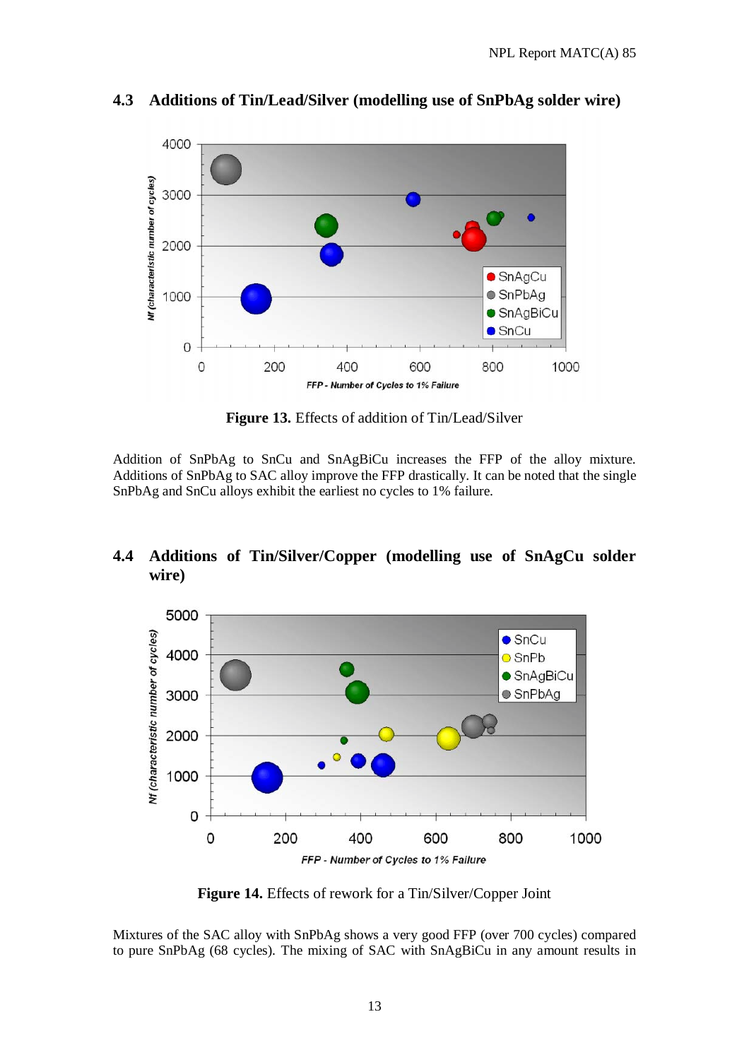## 4.3 Additions of Tin/Lead/Silver (modelling use of SnPbAg solder wire)

**Figure 13.** Effects of addition of Tin/Lead/Silver

Addition of SnPbAg to SnCu and SnAgBiCu increases the FFP of the alloy mixture. Additions of SnPbAg to SAC alloy improve the FFP drastically. It can be noted that the single SnPbAg and SnCu alloys exhibit the earliest no cycles to 1% failure.

## 4.4 Additions of Tin/Silver/Copper (modelling use of SnAgCu solder wire)

**Figure 14.** Effects of rework for a Tin/Silver/Copper Joint

Mixtures of the SAC alloy with SnPbAg shows a very good FFP (over 700 cycles) compared to pure SnPbAg (68 cycles). The mixing of SAC with SnAgBiCu in any amount results in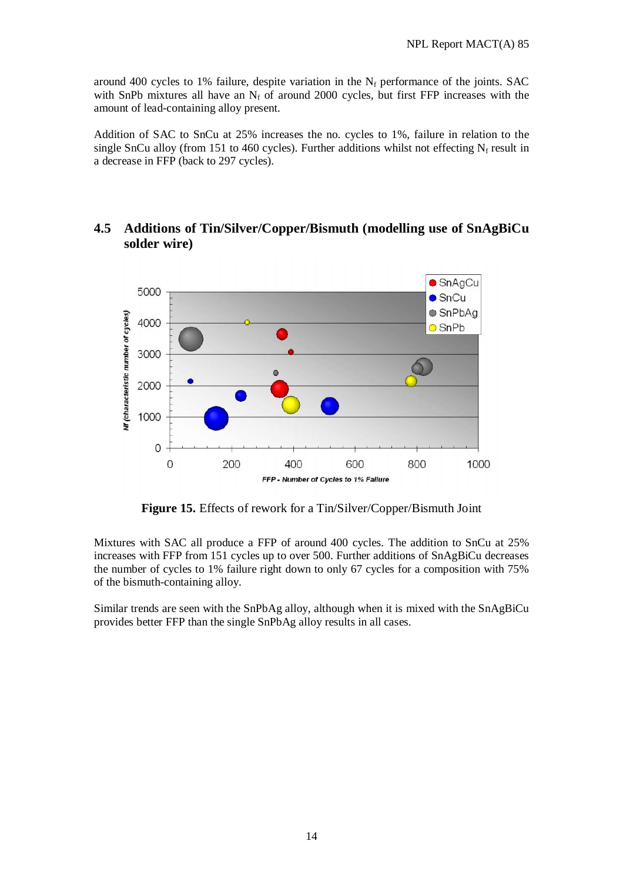around 400 cycles to 1% failure, despite variation in the $N_f$ performance of the joints. SAC with SnPb mixtures all have an $N_f$ of around 2000 cycles, but first FFP increases with the amount of lead-containing alloy present.

Addition of SAC to SnCu at 25% increases the no. cycles to 1%, failure in relation to the single SnCu alloy (from 151 to 460 cycles). Further additions whilst not effecting $N_f$ result in a decrease in FFP (back to 297 cycles).

## 4.5 Additions of Tin/Silver/Copper/Bismuth (modelling use of SnAgBiCu solder wire)

**Figure 15.** Effects of rework for a Tin/Silver/Copper/Bismuth Joint

Mixtures with SAC all produce a FFP of around 400 cycles. The addition to SnCu at 25% increases with FFP from 151 cycles up to over 500. Further additions of SnAgBiCu decreases the number of cycles to 1% failure right down to only 67 cycles for a composition with 75% of the bismuth-containing alloy.

Similar trends are seen with the SnPbAg alloy, although when it is mixed with the SnAgBiCu provides better FFP than the single SnPbAg alloy results in all cases.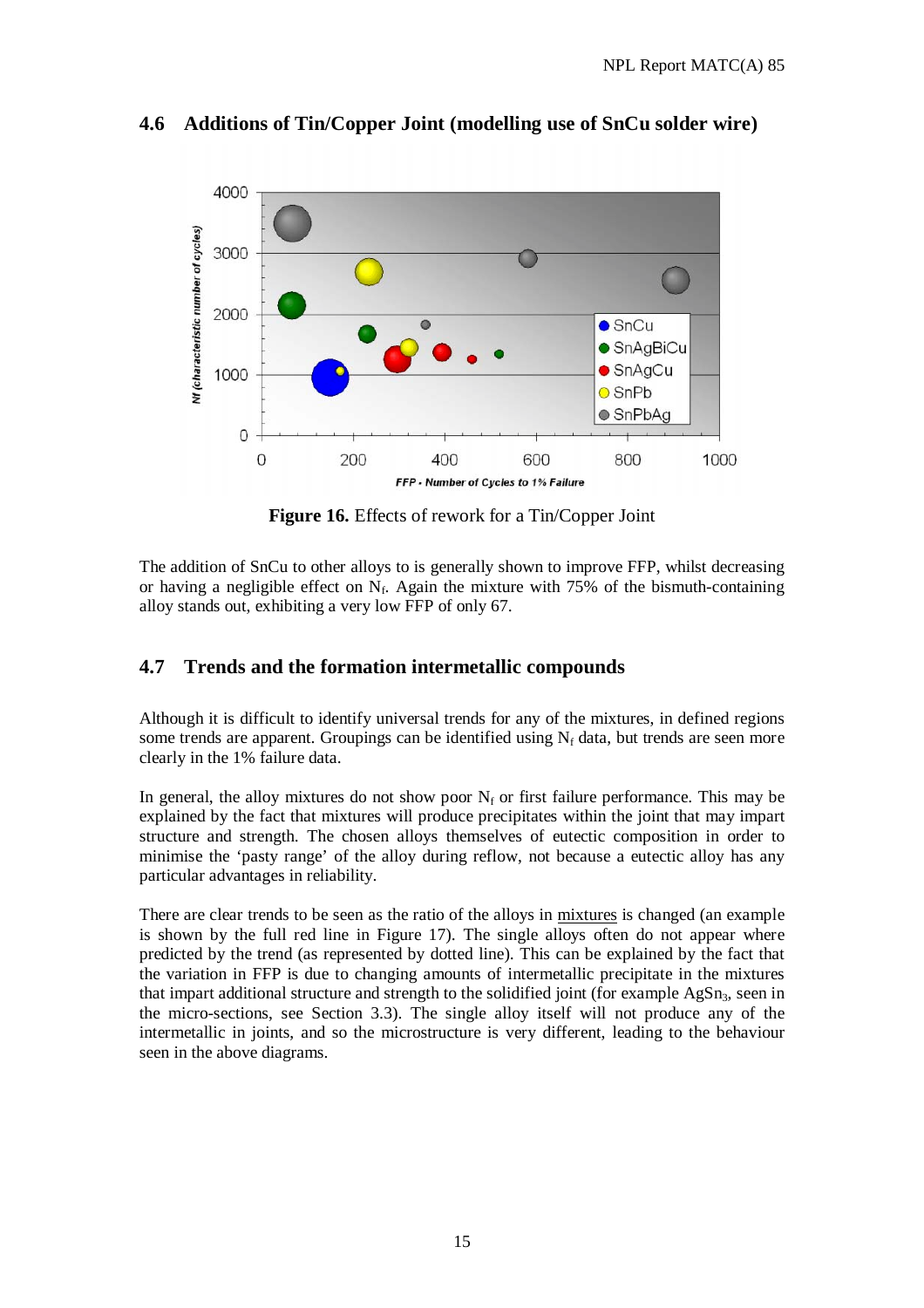## 4.6 Additions of Tin/Copper Joint (modelling use of SnCu solder wire)

**Figure 16.** Effects of rework for a Tin/Copper Joint

The addition of SnCu to other alloys to is generally shown to improve FFP, whilst decreasing or having a negligible effect on $N_f$. Again the mixture with 75% of the bismuth-containing alloy stands out, exhibiting a very low FFP of only 67.

## 4.7 Trends and the formation intermetallic compounds

Although it is difficult to identify universal trends for any of the mixtures, in defined regions some trends are apparent. Groupings can be identified using $N_f$ data, but trends are seen more clearly in the 1% failure data.

In general, the alloy mixtures do not show poor $N_f$ or first failure performance. This may be explained by the fact that mixtures will produce precipitates within the joint that may impart structure and strength. The chosen alloys themselves of eutectic composition in order to minimise the 'pasty range' of the alloy during reflow, not because a eutectic alloy has any particular advantages in reliability.

There are clear trends to be seen as the ratio of the alloys in mixtures is changed (an example is shown by the full red line in Figure 17). The single alloys often do not appear where predicted by the trend (as represented by dotted line). This can be explained by the fact that the variation in FFP is due to changing amounts of intermetallic precipitate in the mixtures that impart additional structure and strength to the solidified joint (for example $AgSn_3$, seen in the micro-sections, see Section 3.3). The single alloy itself will not produce any of the intermetallic in joints, and so the microstructure is very different, leading to the behaviour seen in the above diagrams.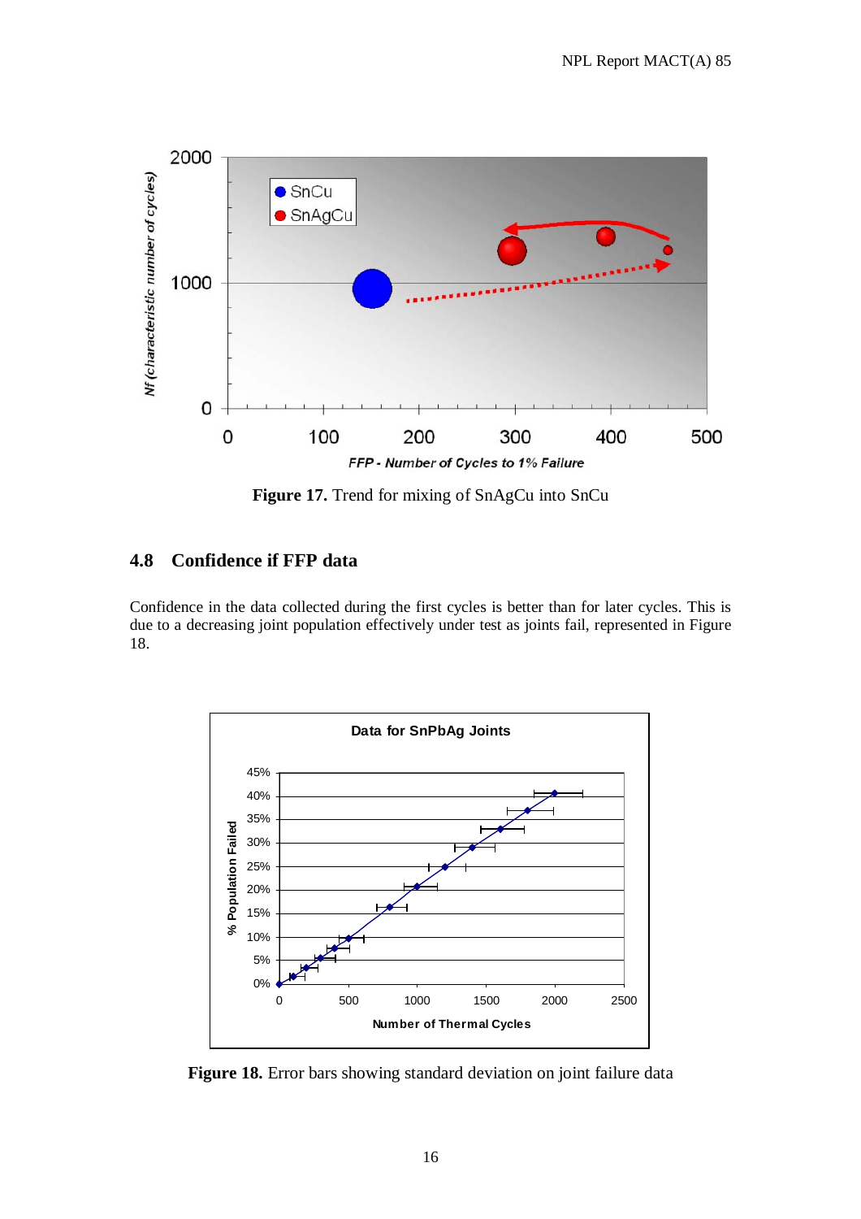**Figure 17.** Trend for mixing of SnAgCu into SnCu

## 4.8 Confidence if FFP data

Confidence in the data collected during the first cycles is better than for later cycles. This is due to a decreasing joint population effectively under test as joints fail, represented in Figure 18.

**Figure 18.** Error bars showing standard deviation on joint failure data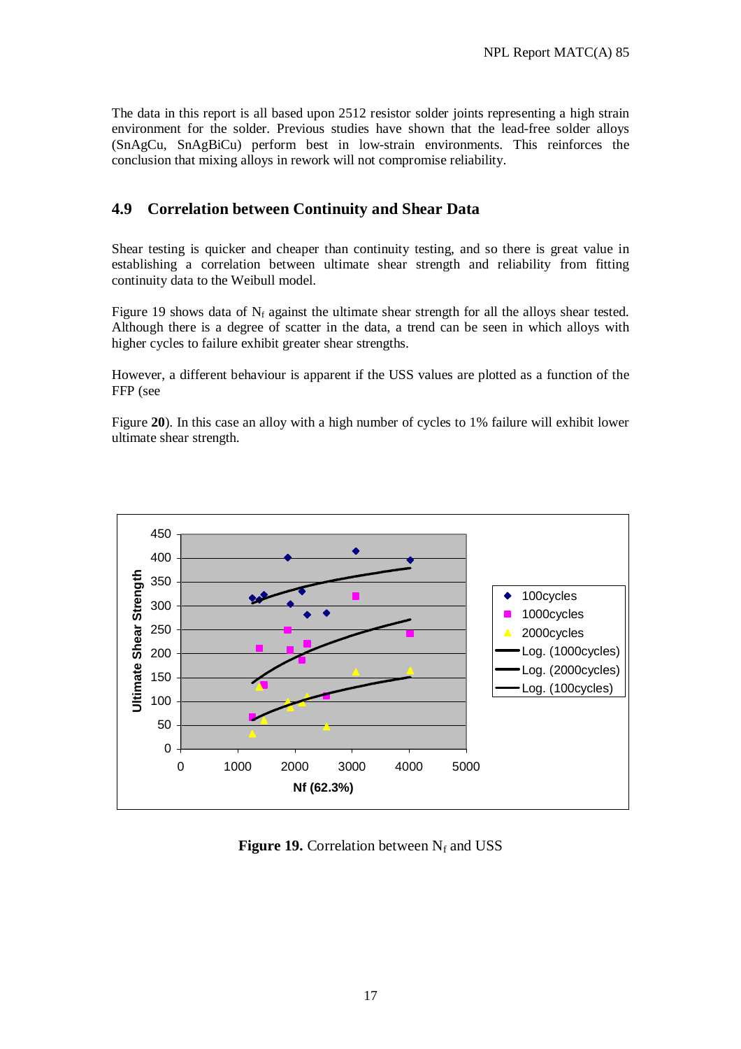The data in this report is all based upon 2512 resistor solder joints representing a high strain environment for the solder. Previous studies have shown that the lead-free solder alloys (SnAgCu, SnAgBiCu) perform best in low-strain environments. This reinforces the conclusion that mixing alloys in rework will not compromise reliability.

## 4.9 Correlation between Continuity and Shear Data

Shear testing is quicker and cheaper than continuity testing, and so there is great value in establishing a correlation between ultimate shear strength and reliability from fitting continuity data to the Weibull model.

Figure 19 shows data of $N_f$ against the ultimate shear strength for all the alloys shear tested. Although there is a degree of scatter in the data, a trend can be seen in which alloys with higher cycles to failure exhibit greater shear strengths.

However, a different behaviour is apparent if the USS values are plotted as a function of the FFP (see

Figure **20**). In this case an alloy with a high number of cycles to 1% failure will exhibit lower ultimate shear strength.

**Figure 19.** Correlation between $N_f$ and USS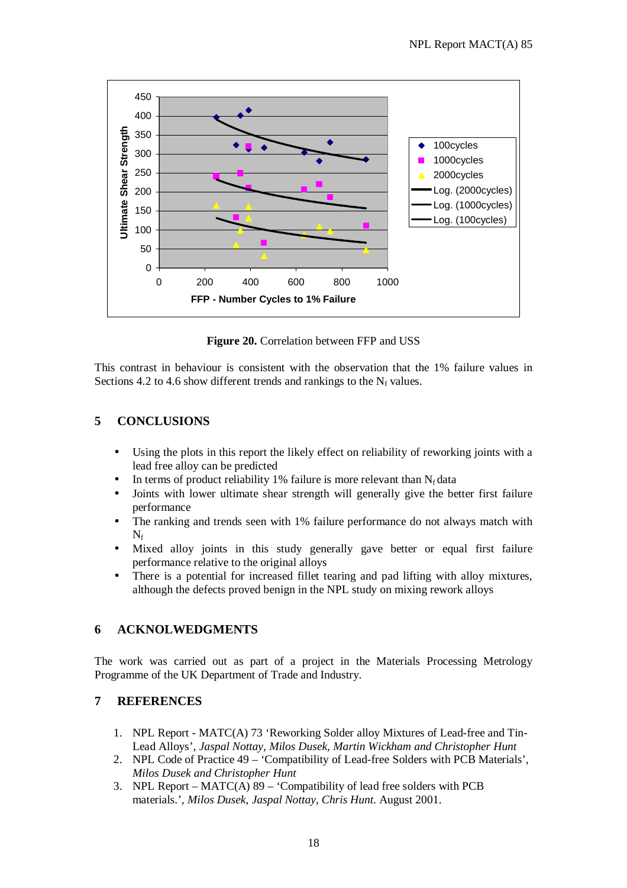450
400
350
300
250
200
150
100
50
0

0 200 400 600 800 1000

Ultimate Shear Strength

FFP - Number Cycles to 1% Failure

100cycles
1000cycles
2000cycles
Log. (2000cycles)
Log. (1000cycles)
Log. (100cycles)

**Figure 20.** Correlation between FFP and USS

This contrast in behaviour is consistent with the observation that the 1% failure values in Sections 4.2 to 4.6 show different trends and rankings to the $N_f$ values.

## 5 CONCLUSIONS

- Using the plots in this report the likely effect on reliability of reworking joints with a lead free alloy can be predicted
- In terms of product reliability 1% failure is more relevant than $N_f$ data
- Joints with lower ultimate shear strength will generally give the better first failure performance
- The ranking and trends seen with 1% failure performance do not always match with $N_f$
- Mixed alloy joints in this study generally gave better or equal first failure performance relative to the original alloys
- There is a potential for increased fillet tearing and pad lifting with alloy mixtures, although the defects proved benign in the NPL study on mixing rework alloys

## 6 ACKNOLWEDGMENTS

The work was carried out as part of a project in the Materials Processing Metrology Programme of the UK Department of Trade and Industry.

## 7 REFERENCES

1. NPL Report - MATC(A) 73 'Reworking Solder alloy Mixtures of Lead-free and Tin-Lead Alloys', *Jaspal Nottay, Milos Dusek, Martin Wickham and Christopher Hunt*
2. NPL Code of Practice 49 – 'Compatibility of Lead-free Solders with PCB Materials', *Milos Dusek and Christopher Hunt*
3. NPL Report – MATC(A) 89 – 'Compatibility of lead free solders with PCB materials.', *Milos Dusek, Jaspal Nottay, Chris Hunt.* August 2001.